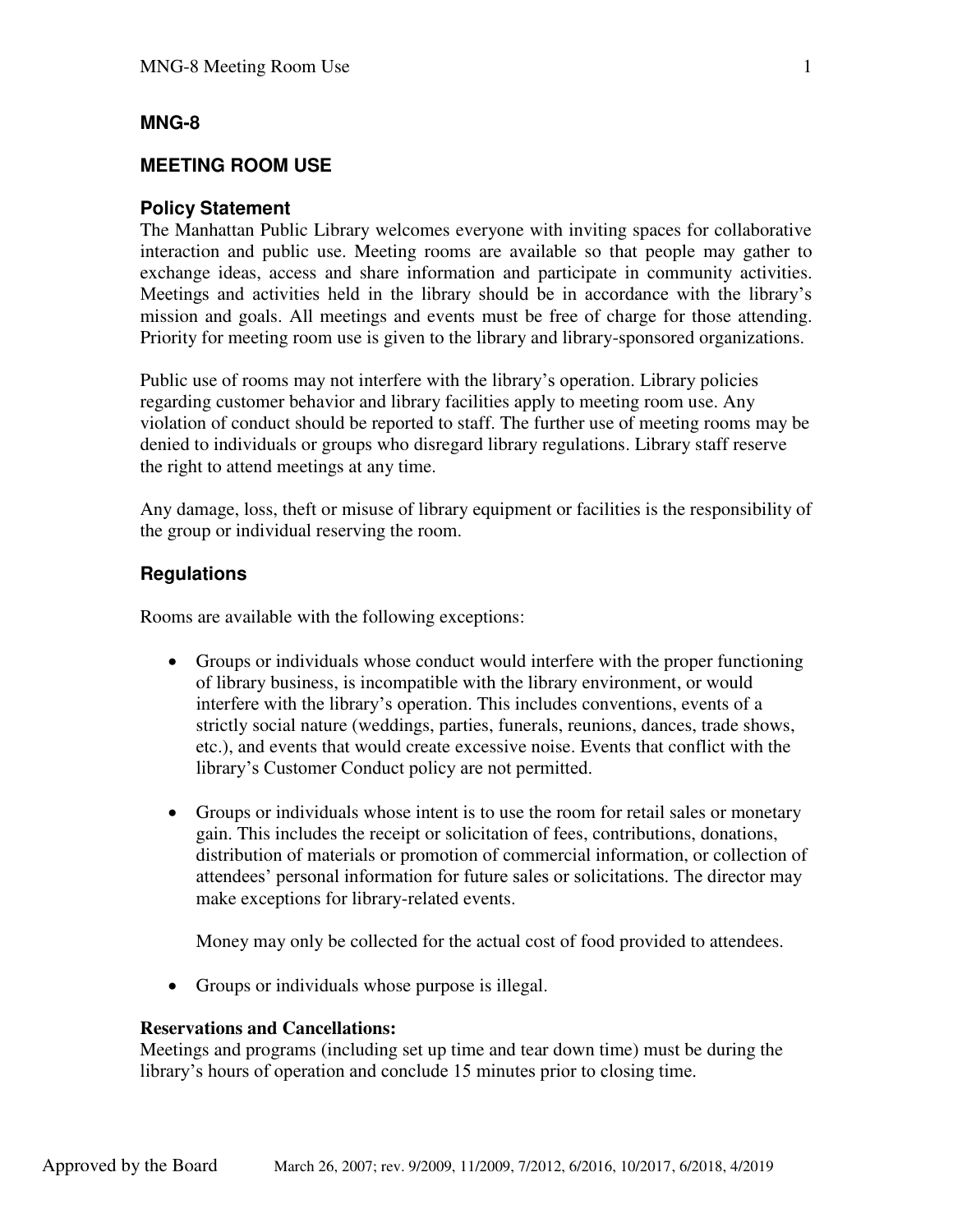## MNG-8

## MEETING ROOM USE

### Policy Statement

The Manhattan Public Library welcomes everyone with inviting spaces for collaborative interaction and public use. Meeting rooms are available so that people may gather to exchange ideas, access and share information and participate in community activities. Meetings and activities held in the library should be in accordance with the library's mission and goals. All meetings and events must be free of charge for those attending. Priority for meeting room use is given to the library and library-sponsored organizations.

Public use of rooms may not interfere with the library's operation. Library policies regarding customer behavior and library facilities apply to meeting room use. Any violation of conduct should be reported to staff. The further use of meeting rooms may be denied to individuals or groups who disregard library regulations. Library staff reserve the right to attend meetings at any time.

Any damage, loss, theft or misuse of library equipment or facilities is the responsibility of the group or individual reserving the room.

### Regulations

Rooms are available with the following exceptions:

- Groups or individuals whose conduct would interfere with the proper functioning of library business, is incompatible with the library environment, or would interfere with the library's operation. This includes conventions, events of a strictly social nature (weddings, parties, funerals, reunions, dances, trade shows, etc.), and events that would create excessive noise. Events that conflict with the library's Customer Conduct policy are not permitted.

- Groups or individuals whose intent is to use the room for retail sales or monetary gain. This includes the receipt or solicitation of fees, contributions, donations, distribution of materials or promotion of commercial information, or collection of attendees' personal information for future sales or solicitations. The director may make exceptions for library-related events.

  Money may only be collected for the actual cost of food provided to attendees.

- Groups or individuals whose purpose is illegal.

**Reservations and Cancellations:**

Meetings and programs (including set up time and tear down time) must be during the library's hours of operation and conclude 15 minutes prior to closing time.

Approved by the Board March 26, 2007; rev. 9/2009, 11/2009, 7/2012, 6/2016, 10/2017, 6/2018, 4/2019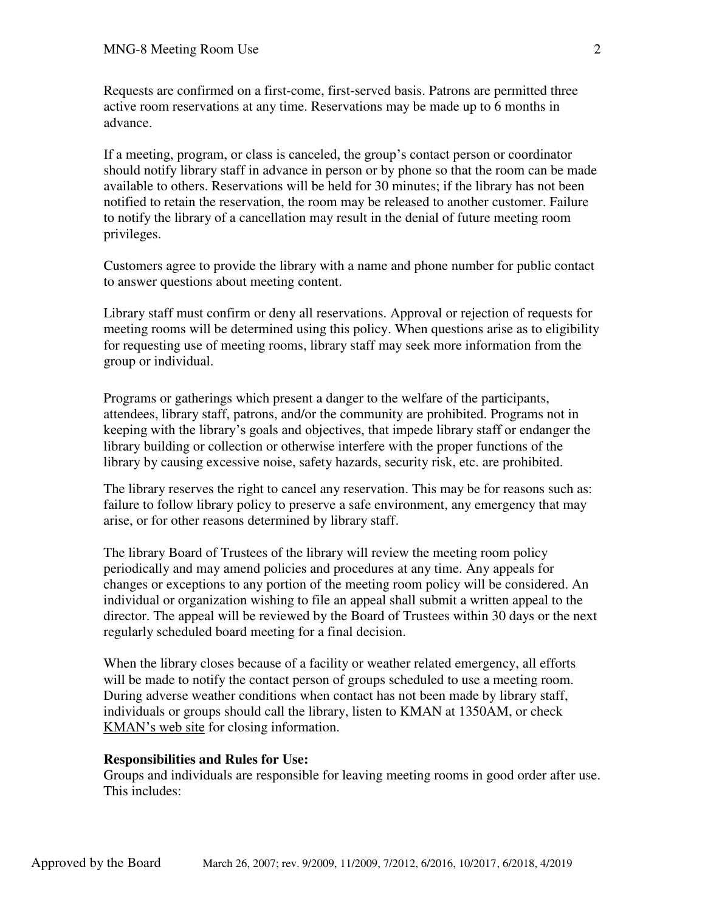Requests are confirmed on a first-come, first-served basis. Patrons are permitted three active room reservations at any time. Reservations may be made up to 6 months in advance.

If a meeting, program, or class is canceled, the group's contact person or coordinator should notify library staff in advance in person or by phone so that the room can be made available to others. Reservations will be held for 30 minutes; if the library has not been notified to retain the reservation, the room may be released to another customer. Failure to notify the library of a cancellation may result in the denial of future meeting room privileges.

Customers agree to provide the library with a name and phone number for public contact to answer questions about meeting content.

Library staff must confirm or deny all reservations. Approval or rejection of requests for meeting rooms will be determined using this policy. When questions arise as to eligibility for requesting use of meeting rooms, library staff may seek more information from the group or individual.

Programs or gatherings which present a danger to the welfare of the participants, attendees, library staff, patrons, and/or the community are prohibited. Programs not in keeping with the library's goals and objectives, that impede library staff or endanger the library building or collection or otherwise interfere with the proper functions of the library by causing excessive noise, safety hazards, security risk, etc. are prohibited.

The library reserves the right to cancel any reservation. This may be for reasons such as: failure to follow library policy to preserve a safe environment, any emergency that may arise, or for other reasons determined by library staff.

The library Board of Trustees of the library will review the meeting room policy periodically and may amend policies and procedures at any time. Any appeals for changes or exceptions to any portion of the meeting room policy will be considered. An individual or organization wishing to file an appeal shall submit a written appeal to the director. The appeal will be reviewed by the Board of Trustees within 30 days or the next regularly scheduled board meeting for a final decision.

When the library closes because of a facility or weather related emergency, all efforts will be made to notify the contact person of groups scheduled to use a meeting room. During adverse weather conditions when contact has not been made by library staff, individuals or groups should call the library, listen to KMAN at 1350AM, or check KMAN's web site for closing information.

**Responsibilities and Rules for Use:**
Groups and individuals are responsible for leaving meeting rooms in good order after use. This includes: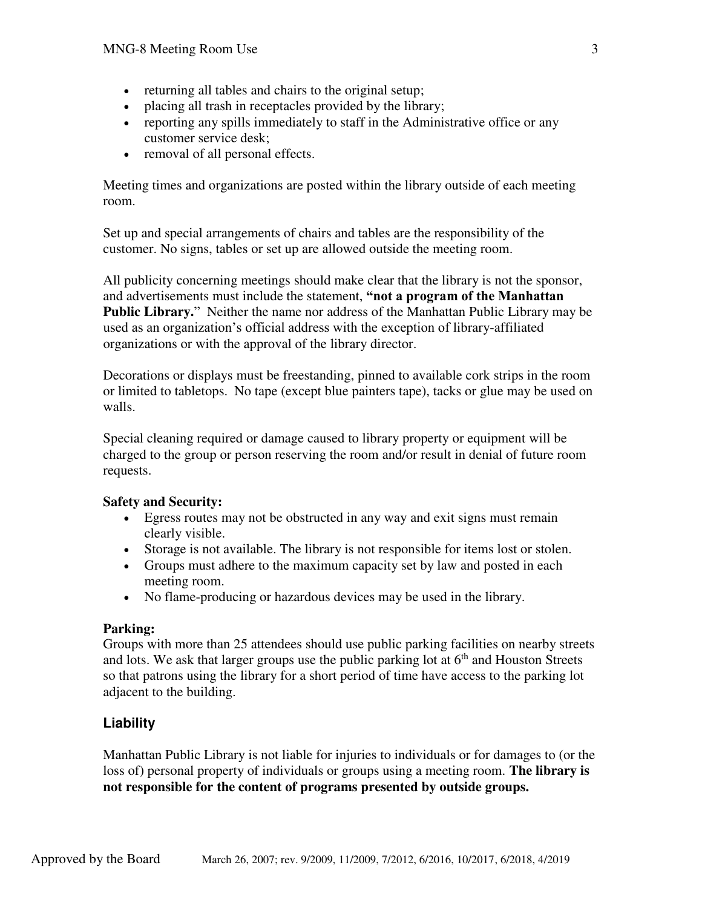- returning all tables and chairs to the original setup;
- placing all trash in receptacles provided by the library;
- reporting any spills immediately to staff in the Administrative office or any customer service desk;
- removal of all personal effects.

Meeting times and organizations are posted within the library outside of each meeting room.

Set up and special arrangements of chairs and tables are the responsibility of the customer. No signs, tables or set up are allowed outside the meeting room.

All publicity concerning meetings should make clear that the library is not the sponsor, and advertisements must include the statement, **"not a program of the Manhattan Public Library."** Neither the name nor address of the Manhattan Public Library may be used as an organization's official address with the exception of library-affiliated organizations or with the approval of the library director.

Decorations or displays must be freestanding, pinned to available cork strips in the room or limited to tabletops. No tape (except blue painters tape), tacks or glue may be used on walls.

Special cleaning required or damage caused to library property or equipment will be charged to the group or person reserving the room and/or result in denial of future room requests.

**Safety and Security:**

- Egress routes may not be obstructed in any way and exit signs must remain clearly visible.
- Storage is not available. The library is not responsible for items lost or stolen.
- Groups must adhere to the maximum capacity set by law and posted in each meeting room.
- No flame-producing or hazardous devices may be used in the library.

**Parking:**

Groups with more than 25 attendees should use public parking facilities on nearby streets and lots. We ask that larger groups use the public parking lot at 6th and Houston Streets so that patrons using the library for a short period of time have access to the parking lot adjacent to the building.

## Liability

Manhattan Public Library is not liable for injuries to individuals or for damages to (or the loss of) personal property of individuals or groups using a meeting room. **The library is not responsible for the content of programs presented by outside groups.**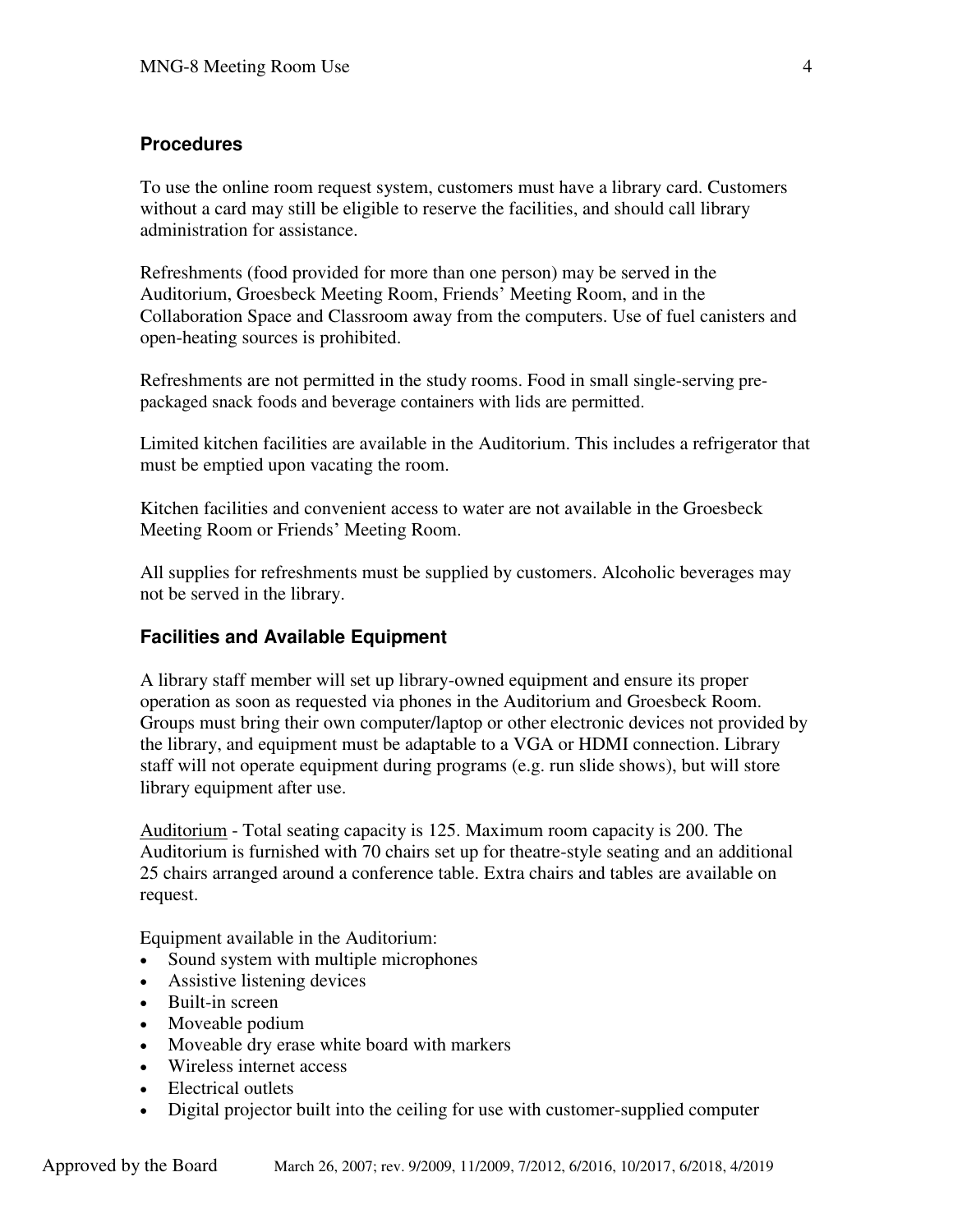## Procedures

To use the online room request system, customers must have a library card. Customers without a card may still be eligible to reserve the facilities, and should call library administration for assistance.

Refreshments (food provided for more than one person) may be served in the Auditorium, Groesbeck Meeting Room, Friends' Meeting Room, and in the Collaboration Space and Classroom away from the computers. Use of fuel canisters and open-heating sources is prohibited.

Refreshments are not permitted in the study rooms. Food in small single-serving pre-packaged snack foods and beverage containers with lids are permitted.

Limited kitchen facilities are available in the Auditorium. This includes a refrigerator that must be emptied upon vacating the room.

Kitchen facilities and convenient access to water are not available in the Groesbeck Meeting Room or Friends' Meeting Room.

All supplies for refreshments must be supplied by customers. Alcoholic beverages may not be served in the library.

## Facilities and Available Equipment

A library staff member will set up library-owned equipment and ensure its proper operation as soon as requested via phones in the Auditorium and Groesbeck Room. Groups must bring their own computer/laptop or other electronic devices not provided by the library, and equipment must be adaptable to a VGA or HDMI connection. Library staff will not operate equipment during programs (e.g. run slide shows), but will store library equipment after use.

Auditorium - Total seating capacity is 125. Maximum room capacity is 200. The Auditorium is furnished with 70 chairs set up for theatre-style seating and an additional 25 chairs arranged around a conference table. Extra chairs and tables are available on request.

Equipment available in the Auditorium:

- Sound system with multiple microphones
- Assistive listening devices
- Built-in screen
- Moveable podium
- Moveable dry erase white board with markers
- Wireless internet access
- Electrical outlets
- Digital projector built into the ceiling for use with customer-supplied computer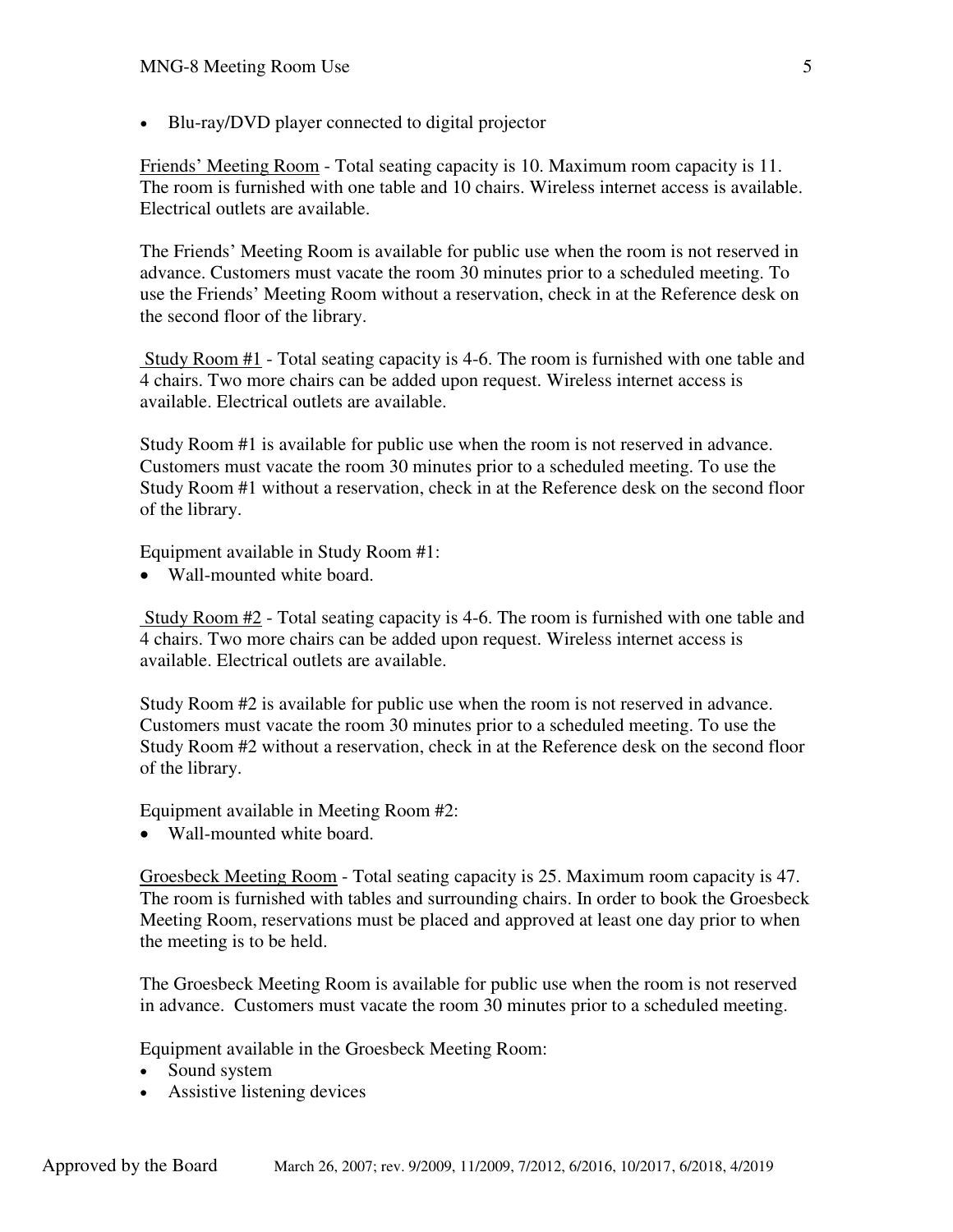- Blu-ray/DVD player connected to digital projector

Friends' Meeting Room - Total seating capacity is 10. Maximum room capacity is 11. The room is furnished with one table and 10 chairs. Wireless internet access is available. Electrical outlets are available.

The Friends' Meeting Room is available for public use when the room is not reserved in advance. Customers must vacate the room 30 minutes prior to a scheduled meeting. To use the Friends' Meeting Room without a reservation, check in at the Reference desk on the second floor of the library.

Study Room #1 - Total seating capacity is 4-6. The room is furnished with one table and 4 chairs. Two more chairs can be added upon request. Wireless internet access is available. Electrical outlets are available.

Study Room #1 is available for public use when the room is not reserved in advance. Customers must vacate the room 30 minutes prior to a scheduled meeting. To use the Study Room #1 without a reservation, check in at the Reference desk on the second floor of the library.

Equipment available in Study Room #1:

- Wall-mounted white board.

Study Room #2 - Total seating capacity is 4-6. The room is furnished with one table and 4 chairs. Two more chairs can be added upon request. Wireless internet access is available. Electrical outlets are available.

Study Room #2 is available for public use when the room is not reserved in advance. Customers must vacate the room 30 minutes prior to a scheduled meeting. To use the Study Room #2 without a reservation, check in at the Reference desk on the second floor of the library.

Equipment available in Meeting Room #2:

- Wall-mounted white board.

Groesbeck Meeting Room - Total seating capacity is 25. Maximum room capacity is 47. The room is furnished with tables and surrounding chairs. In order to book the Groesbeck Meeting Room, reservations must be placed and approved at least one day prior to when the meeting is to be held.

The Groesbeck Meeting Room is available for public use when the room is not reserved in advance. Customers must vacate the room 30 minutes prior to a scheduled meeting.

Equipment available in the Groesbeck Meeting Room:

- Sound system
- Assistive listening devices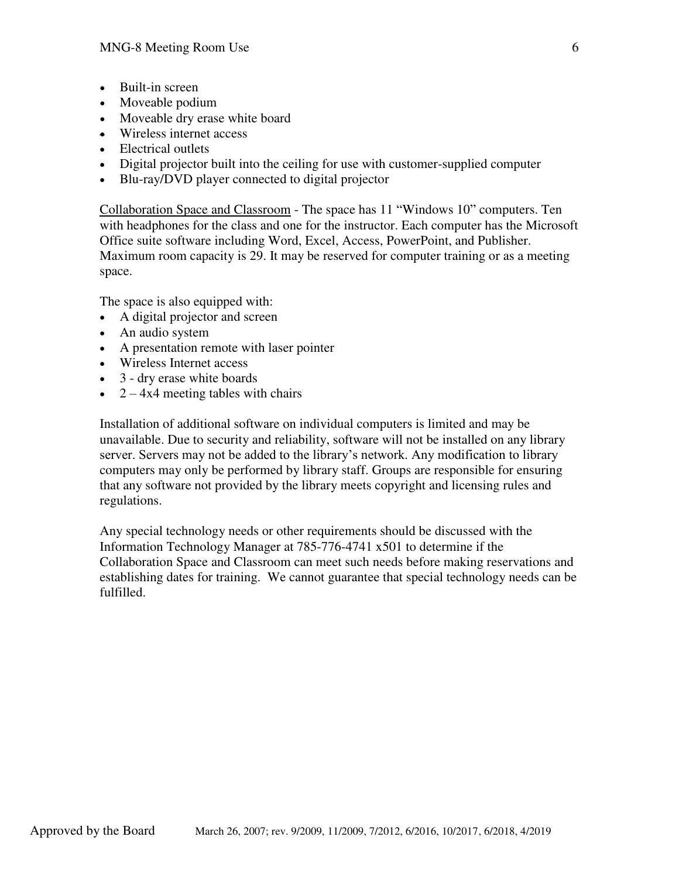- Built-in screen
- Moveable podium
- Moveable dry erase white board
- Wireless internet access
- Electrical outlets
- Digital projector built into the ceiling for use with customer-supplied computer
- Blu-ray/DVD player connected to digital projector

Collaboration Space and Classroom - The space has 11 “Windows 10” computers. Ten with headphones for the class and one for the instructor. Each computer has the Microsoft Office suite software including Word, Excel, Access, PowerPoint, and Publisher. Maximum room capacity is 29. It may be reserved for computer training or as a meeting space.

The space is also equipped with:

- A digital projector and screen
- An audio system
- A presentation remote with laser pointer
- Wireless Internet access
- 3 - dry erase white boards
- 2 – 4x4 meeting tables with chairs

Installation of additional software on individual computers is limited and may be unavailable. Due to security and reliability, software will not be installed on any library server. Servers may not be added to the library’s network. Any modification to library computers may only be performed by library staff. Groups are responsible for ensuring that any software not provided by the library meets copyright and licensing rules and regulations.

Any special technology needs or other requirements should be discussed with the Information Technology Manager at 785-776-4741 x501 to determine if the Collaboration Space and Classroom can meet such needs before making reservations and establishing dates for training. We cannot guarantee that special technology needs can be fulfilled.

Approved by the Board March 26, 2007; rev. 9/2009, 11/2009, 7/2012, 6/2016, 10/2017, 6/2018, 4/2019